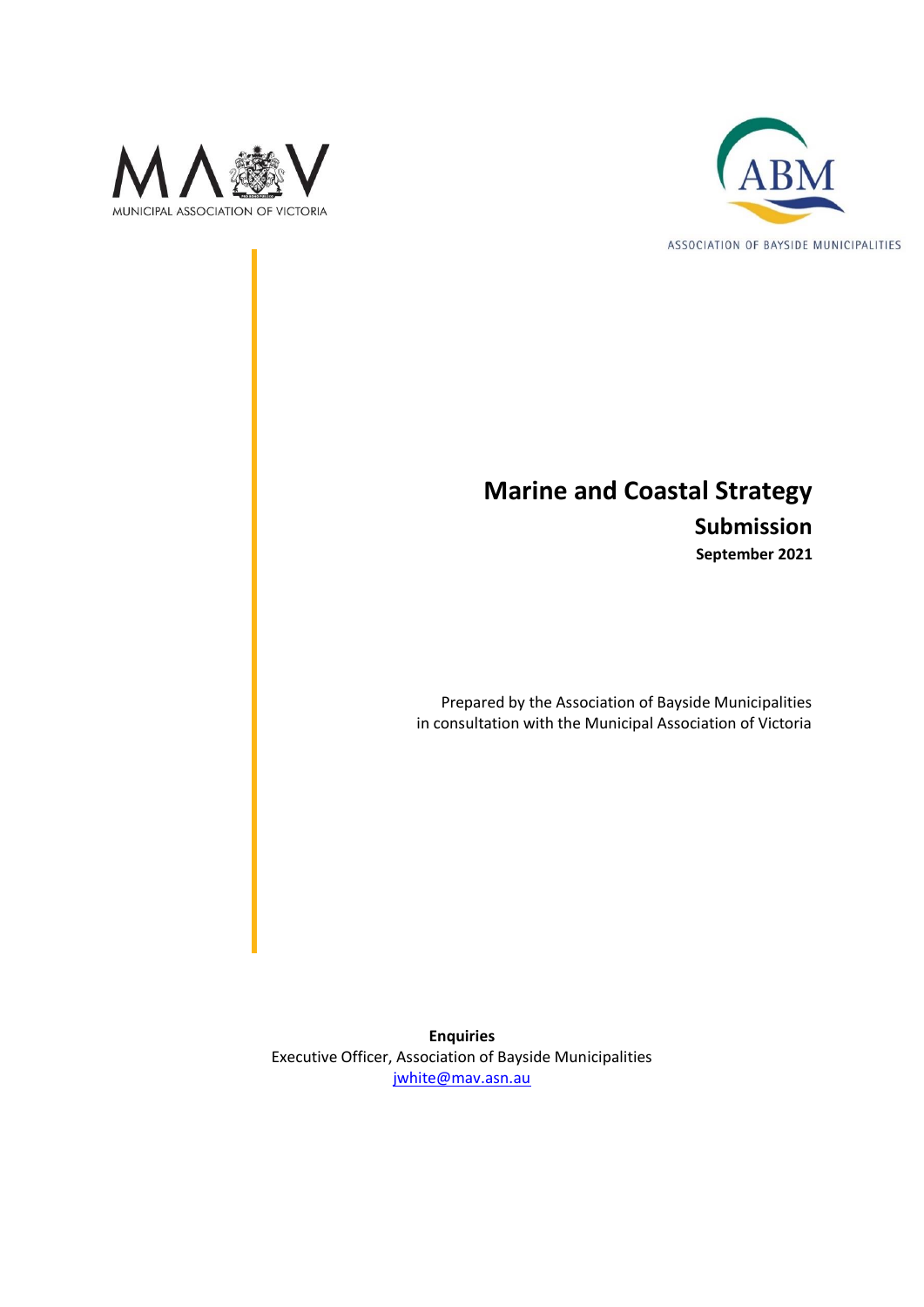MUNICIPAL ASSOCIATION OF VICTORIA

ASSOCIATION OF BAYSIDE MUNICIPALITIES

# Marine and Coastal Strategy

## Submission

**September 2021**

Prepared by the Association of Bayside Municipalities
in consultation with the Municipal Association of Victoria

**Enquiries**
Executive Officer, Association of Bayside Municipalities
jwhite@mav.asn.au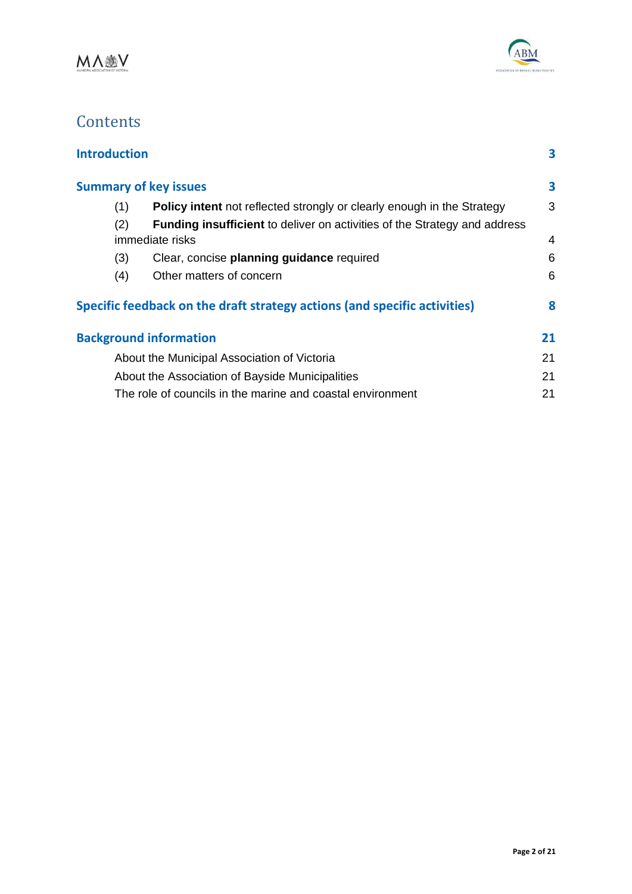# Contents

**Introduction** 3

**Summary of key issues** 3

- (1) **Policy intent** not reflected strongly or clearly enough in the Strategy 3
- (2) **Funding insufficient** to deliver on activities of the Strategy and address immediate risks 4
- (3) Clear, concise **planning guidance** required 6
- (4) Other matters of concern 6

**Specific feedback on the draft strategy actions (and specific activities)** 8

**Background information** 21

- About the Municipal Association of Victoria 21
- About the Association of Bayside Municipalities 21
- The role of councils in the marine and coastal environment 21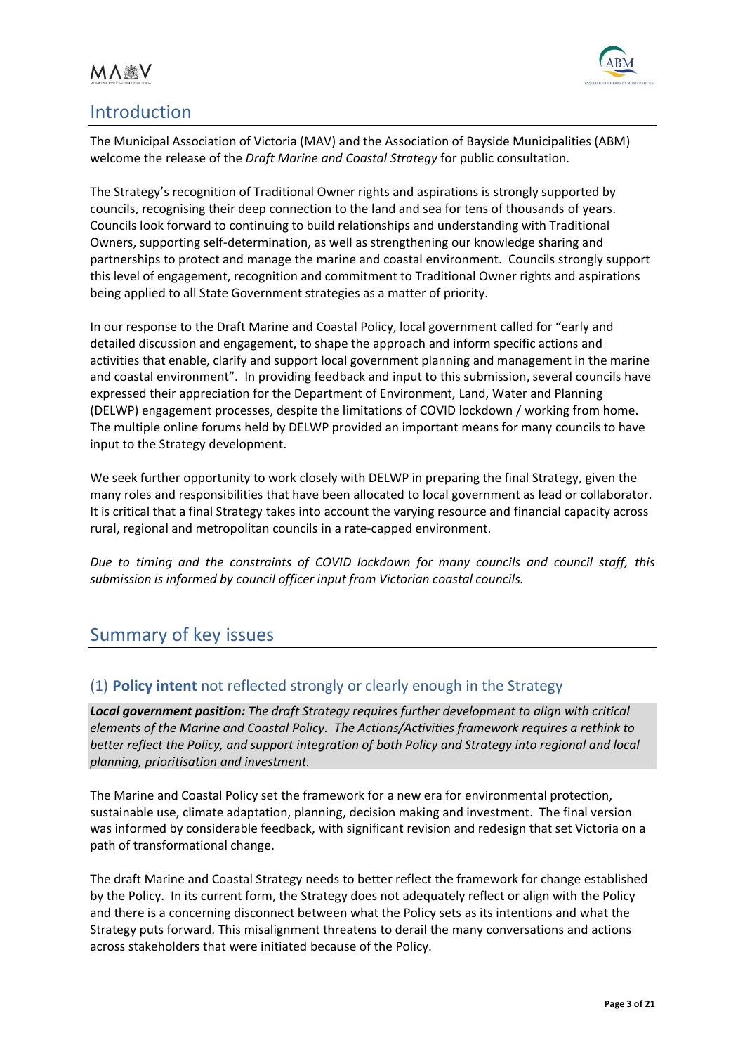## Introduction

The Municipal Association of Victoria (MAV) and the Association of Bayside Municipalities (ABM) welcome the release of the *Draft Marine and Coastal Strategy* for public consultation.

The Strategy's recognition of Traditional Owner rights and aspirations is strongly supported by councils, recognising their deep connection to the land and sea for tens of thousands of years. Councils look forward to continuing to build relationships and understanding with Traditional Owners, supporting self-determination, as well as strengthening our knowledge sharing and partnerships to protect and manage the marine and coastal environment. Councils strongly support this level of engagement, recognition and commitment to Traditional Owner rights and aspirations being applied to all State Government strategies as a matter of priority.

In our response to the Draft Marine and Coastal Policy, local government called for "early and detailed discussion and engagement, to shape the approach and inform specific actions and activities that enable, clarify and support local government planning and management in the marine and coastal environment". In providing feedback and input to this submission, several councils have expressed their appreciation for the Department of Environment, Land, Water and Planning (DELWP) engagement processes, despite the limitations of COVID lockdown / working from home. The multiple online forums held by DELWP provided an important means for many councils to have input to the Strategy development.

We seek further opportunity to work closely with DELWP in preparing the final Strategy, given the many roles and responsibilities that have been allocated to local government as lead or collaborator. It is critical that a final Strategy takes into account the varying resource and financial capacity across rural, regional and metropolitan councils in a rate-capped environment.

*Due to timing and the constraints of COVID lockdown for many councils and council staff, this submission is informed by council officer input from Victorian coastal councils.*

## Summary of key issues

### (1) **Policy intent** not reflected strongly or clearly enough in the Strategy

***Local government position:*** *The draft Strategy requires further development to align with critical elements of the Marine and Coastal Policy. The Actions/Activities framework requires a rethink to better reflect the Policy, and support integration of both Policy and Strategy into regional and local planning, prioritisation and investment.*

The Marine and Coastal Policy set the framework for a new era for environmental protection, sustainable use, climate adaptation, planning, decision making and investment. The final version was informed by considerable feedback, with significant revision and redesign that set Victoria on a path of transformational change.

The draft Marine and Coastal Strategy needs to better reflect the framework for change established by the Policy. In its current form, the Strategy does not adequately reflect or align with the Policy and there is a concerning disconnect between what the Policy sets as its intentions and what the Strategy puts forward. This misalignment threatens to derail the many conversations and actions across stakeholders that were initiated because of the Policy.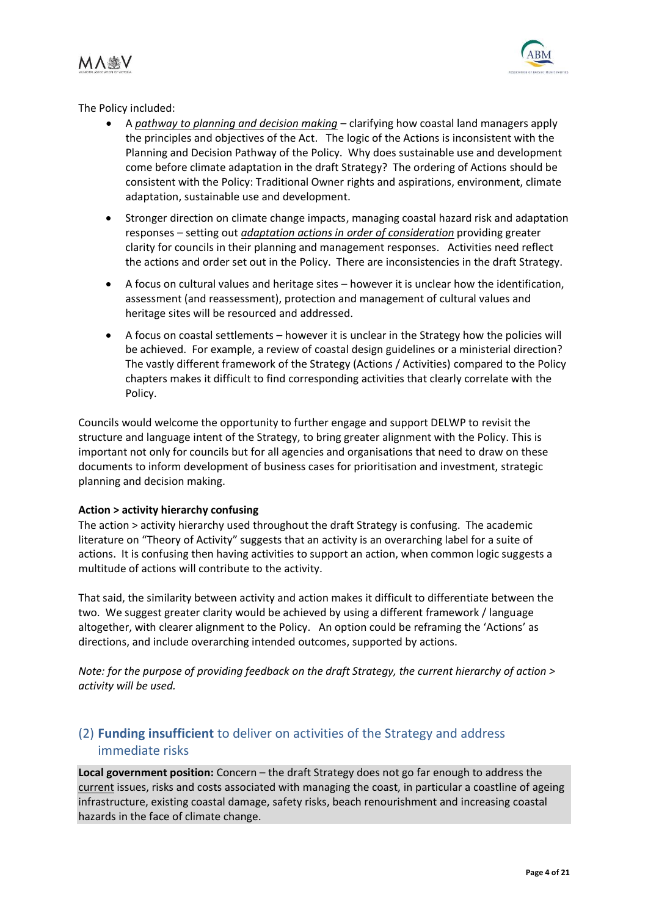The Policy included:

- A *pathway to planning and decision making* – clarifying how coastal land managers apply the principles and objectives of the Act. The logic of the Actions is inconsistent with the Planning and Decision Pathway of the Policy. Why does sustainable use and development come before climate adaptation in the draft Strategy? The ordering of Actions should be consistent with the Policy: Traditional Owner rights and aspirations, environment, climate adaptation, sustainable use and development.
- Stronger direction on climate change impacts, managing coastal hazard risk and adaptation responses – setting out *adaptation actions in order of consideration* providing greater clarity for councils in their planning and management responses. Activities need reflect the actions and order set out in the Policy. There are inconsistencies in the draft Strategy.
- A focus on cultural values and heritage sites – however it is unclear how the identification, assessment (and reassessment), protection and management of cultural values and heritage sites will be resourced and addressed.
- A focus on coastal settlements – however it is unclear in the Strategy how the policies will be achieved. For example, a review of coastal design guidelines or a ministerial direction? The vastly different framework of the Strategy (Actions / Activities) compared to the Policy chapters makes it difficult to find corresponding activities that clearly correlate with the Policy.

Councils would welcome the opportunity to further engage and support DELWP to revisit the structure and language intent of the Strategy, to bring greater alignment with the Policy. This is important not only for councils but for all agencies and organisations that need to draw on these documents to inform development of business cases for prioritisation and investment, strategic planning and decision making.

**Action > activity hierarchy confusing**

The action > activity hierarchy used throughout the draft Strategy is confusing. The academic literature on "Theory of Activity" suggests that an activity is an overarching label for a suite of actions. It is confusing then having activities to support an action, when common logic suggests a multitude of actions will contribute to the activity.

That said, the similarity between activity and action makes it difficult to differentiate between the two. We suggest greater clarity would be achieved by using a different framework / language altogether, with clearer alignment to the Policy. An option could be reframing the 'Actions' as directions, and include overarching intended outcomes, supported by actions.

*Note: for the purpose of providing feedback on the draft Strategy, the current hierarchy of action > activity will be used.*

## (2) **Funding insufficient** to deliver on activities of the Strategy and address immediate risks

**Local government position:** Concern – the draft Strategy does not go far enough to address the current issues, risks and costs associated with managing the coast, in particular a coastline of ageing infrastructure, existing coastal damage, safety risks, beach renourishment and increasing coastal hazards in the face of climate change.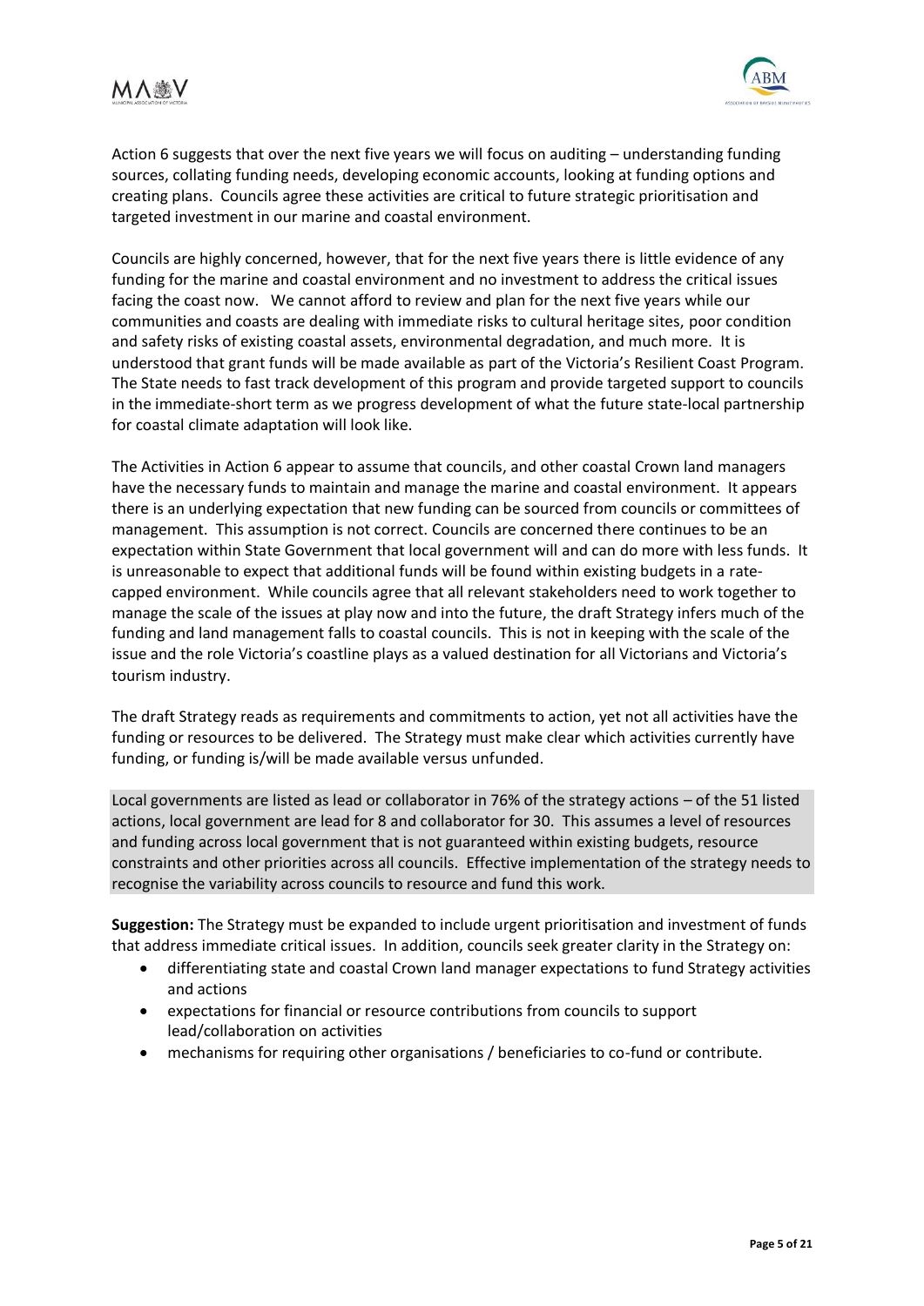Action 6 suggests that over the next five years we will focus on auditing – understanding funding sources, collating funding needs, developing economic accounts, looking at funding options and creating plans. Councils agree these activities are critical to future strategic prioritisation and targeted investment in our marine and coastal environment.

Councils are highly concerned, however, that for the next five years there is little evidence of any funding for the marine and coastal environment and no investment to address the critical issues facing the coast now. We cannot afford to review and plan for the next five years while our communities and coasts are dealing with immediate risks to cultural heritage sites, poor condition and safety risks of existing coastal assets, environmental degradation, and much more. It is understood that grant funds will be made available as part of the Victoria's Resilient Coast Program. The State needs to fast track development of this program and provide targeted support to councils in the immediate-short term as we progress development of what the future state-local partnership for coastal climate adaptation will look like.

The Activities in Action 6 appear to assume that councils, and other coastal Crown land managers have the necessary funds to maintain and manage the marine and coastal environment. It appears there is an underlying expectation that new funding can be sourced from councils or committees of management. This assumption is not correct. Councils are concerned there continues to be an expectation within State Government that local government will and can do more with less funds. It is unreasonable to expect that additional funds will be found within existing budgets in a rate-capped environment. While councils agree that all relevant stakeholders need to work together to manage the scale of the issues at play now and into the future, the draft Strategy infers much of the funding and land management falls to coastal councils. This is not in keeping with the scale of the issue and the role Victoria's coastline plays as a valued destination for all Victorians and Victoria's tourism industry.

The draft Strategy reads as requirements and commitments to action, yet not all activities have the funding or resources to be delivered. The Strategy must make clear which activities currently have funding, or funding is/will be made available versus unfunded.

Local governments are listed as lead or collaborator in 76% of the strategy actions – of the 51 listed actions, local government are lead for 8 and collaborator for 30. This assumes a level of resources and funding across local government that is not guaranteed within existing budgets, resource constraints and other priorities across all councils. Effective implementation of the strategy needs to recognise the variability across councils to resource and fund this work.

**Suggestion:** The Strategy must be expanded to include urgent prioritisation and investment of funds that address immediate critical issues. In addition, councils seek greater clarity in the Strategy on:

- differentiating state and coastal Crown land manager expectations to fund Strategy activities and actions
- expectations for financial or resource contributions from councils to support lead/collaboration on activities
- mechanisms for requiring other organisations / beneficiaries to co-fund or contribute.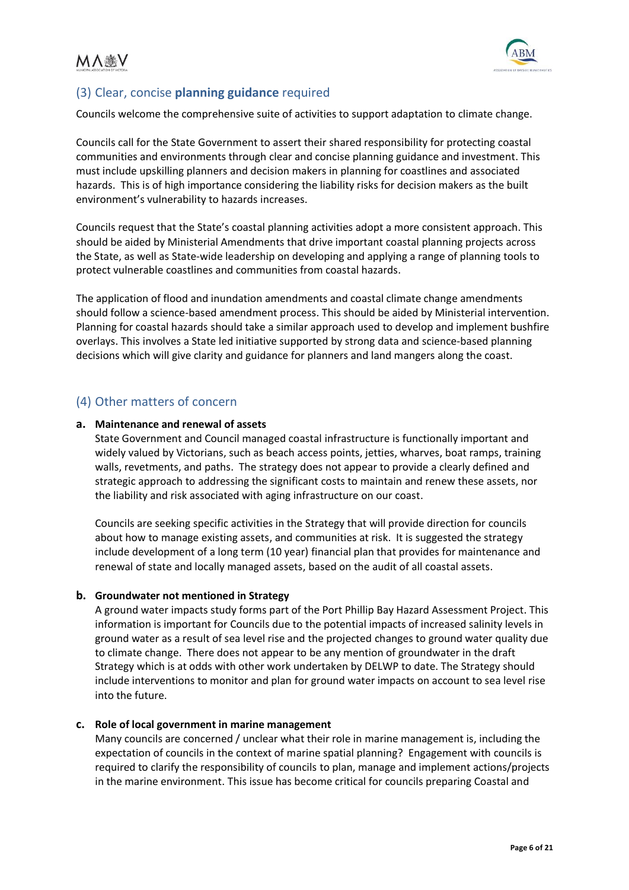## (3) Clear, concise **planning guidance** required

Councils welcome the comprehensive suite of activities to support adaptation to climate change.

Councils call for the State Government to assert their shared responsibility for protecting coastal communities and environments through clear and concise planning guidance and investment. This must include upskilling planners and decision makers in planning for coastlines and associated hazards. This is of high importance considering the liability risks for decision makers as the built environment's vulnerability to hazards increases.

Councils request that the State's coastal planning activities adopt a more consistent approach. This should be aided by Ministerial Amendments that drive important coastal planning projects across the State, as well as State-wide leadership on developing and applying a range of planning tools to protect vulnerable coastlines and communities from coastal hazards.

The application of flood and inundation amendments and coastal climate change amendments should follow a science-based amendment process. This should be aided by Ministerial intervention. Planning for coastal hazards should take a similar approach used to develop and implement bushfire overlays. This involves a State led initiative supported by strong data and science-based planning decisions which will give clarity and guidance for planners and land mangers along the coast.

## (4) Other matters of concern

**a. Maintenance and renewal of assets**

State Government and Council managed coastal infrastructure is functionally important and widely valued by Victorians, such as beach access points, jetties, wharves, boat ramps, training walls, revetments, and paths. The strategy does not appear to provide a clearly defined and strategic approach to addressing the significant costs to maintain and renew these assets, nor the liability and risk associated with aging infrastructure on our coast.

Councils are seeking specific activities in the Strategy that will provide direction for councils about how to manage existing assets, and communities at risk. It is suggested the strategy include development of a long term (10 year) financial plan that provides for maintenance and renewal of state and locally managed assets, based on the audit of all coastal assets.

**b. Groundwater not mentioned in Strategy**

A ground water impacts study forms part of the Port Phillip Bay Hazard Assessment Project. This information is important for Councils due to the potential impacts of increased salinity levels in ground water as a result of sea level rise and the projected changes to ground water quality due to climate change. There does not appear to be any mention of groundwater in the draft Strategy which is at odds with other work undertaken by DELWP to date. The Strategy should include interventions to monitor and plan for ground water impacts on account to sea level rise into the future.

**c. Role of local government in marine management**

Many councils are concerned / unclear what their role in marine management is, including the expectation of councils in the context of marine spatial planning? Engagement with councils is required to clarify the responsibility of councils to plan, manage and implement actions/projects in the marine environment. This issue has become critical for councils preparing Coastal and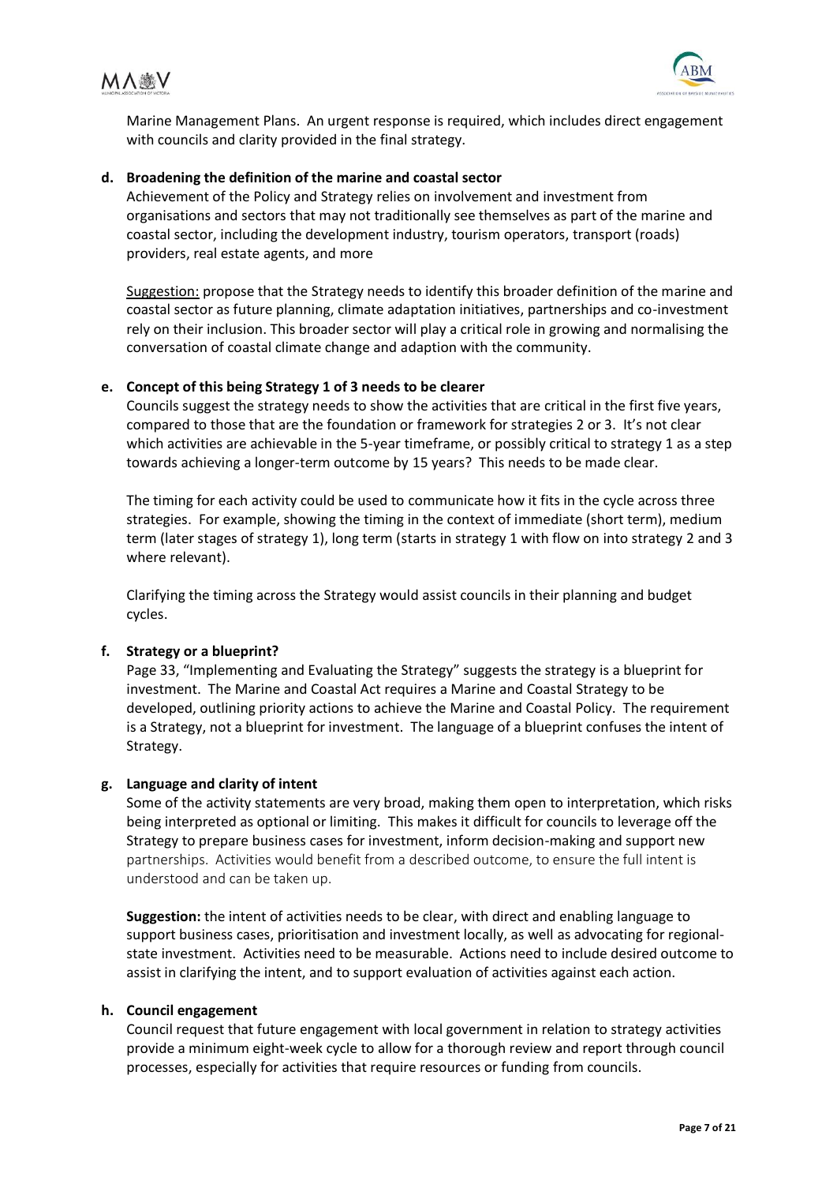Marine Management Plans. An urgent response is required, which includes direct engagement with councils and clarity provided in the final strategy.

**d. Broadening the definition of the marine and coastal sector**

Achievement of the Policy and Strategy relies on involvement and investment from organisations and sectors that may not traditionally see themselves as part of the marine and coastal sector, including the development industry, tourism operators, transport (roads) providers, real estate agents, and more

Suggestion: propose that the Strategy needs to identify this broader definition of the marine and coastal sector as future planning, climate adaptation initiatives, partnerships and co-investment rely on their inclusion. This broader sector will play a critical role in growing and normalising the conversation of coastal climate change and adaption with the community.

**e. Concept of this being Strategy 1 of 3 needs to be clearer**

Councils suggest the strategy needs to show the activities that are critical in the first five years, compared to those that are the foundation or framework for strategies 2 or 3. It's not clear which activities are achievable in the 5-year timeframe, or possibly critical to strategy 1 as a step towards achieving a longer-term outcome by 15 years? This needs to be made clear.

The timing for each activity could be used to communicate how it fits in the cycle across three strategies. For example, showing the timing in the context of immediate (short term), medium term (later stages of strategy 1), long term (starts in strategy 1 with flow on into strategy 2 and 3 where relevant).

Clarifying the timing across the Strategy would assist councils in their planning and budget cycles.

**f. Strategy or a blueprint?**

Page 33, "Implementing and Evaluating the Strategy" suggests the strategy is a blueprint for investment. The Marine and Coastal Act requires a Marine and Coastal Strategy to be developed, outlining priority actions to achieve the Marine and Coastal Policy. The requirement is a Strategy, not a blueprint for investment. The language of a blueprint confuses the intent of Strategy.

**g. Language and clarity of intent**

Some of the activity statements are very broad, making them open to interpretation, which risks being interpreted as optional or limiting. This makes it difficult for councils to leverage off the Strategy to prepare business cases for investment, inform decision-making and support new partnerships. Activities would benefit from a described outcome, to ensure the full intent is understood and can be taken up.

**Suggestion:** the intent of activities needs to be clear, with direct and enabling language to support business cases, prioritisation and investment locally, as well as advocating for regional-state investment. Activities need to be measurable. Actions need to include desired outcome to assist in clarifying the intent, and to support evaluation of activities against each action.

**h. Council engagement**

Council request that future engagement with local government in relation to strategy activities provide a minimum eight-week cycle to allow for a thorough review and report through council processes, especially for activities that require resources or funding from councils.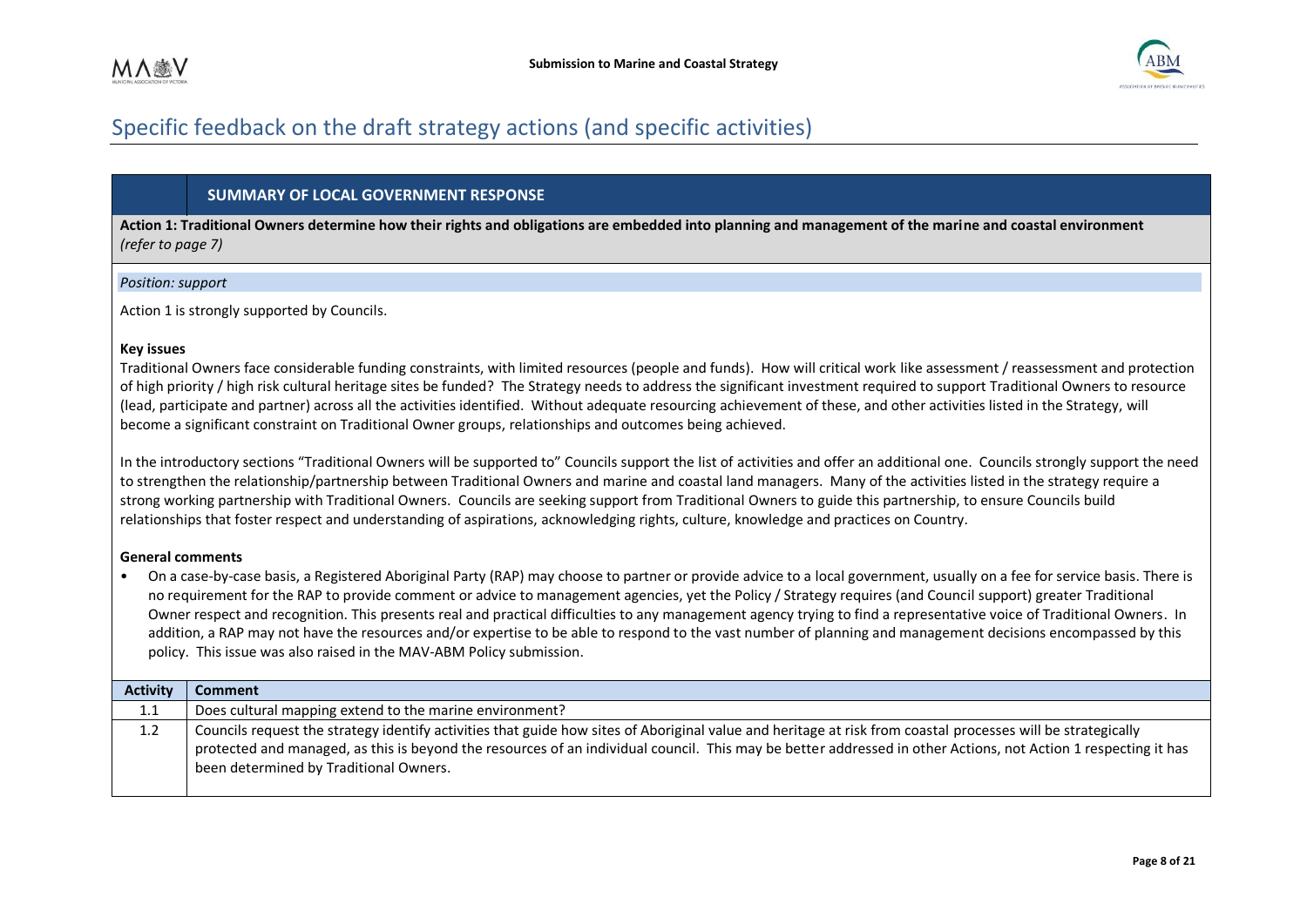## Specific feedback on the draft strategy actions (and specific activities)

### SUMMARY OF LOCAL GOVERNMENT RESPONSE

**Action 1: Traditional Owners determine how their rights and obligations are embedded into planning and management of the marine and coastal environment** *(refer to page 7)*

*Position: support*

Action 1 is strongly supported by Councils.

**Key issues**

Traditional Owners face considerable funding constraints, with limited resources (people and funds). How will critical work like assessment / reassessment and protection of high priority / high risk cultural heritage sites be funded? The Strategy needs to address the significant investment required to support Traditional Owners to resource (lead, participate and partner) across all the activities identified. Without adequate resourcing achievement of these, and other activities listed in the Strategy, will become a significant constraint on Traditional Owner groups, relationships and outcomes being achieved.

In the introductory sections "Traditional Owners will be supported to" Councils support the list of activities and offer an additional one. Councils strongly support the need to strengthen the relationship/partnership between Traditional Owners and marine and coastal land managers. Many of the activities listed in the strategy require a strong working partnership with Traditional Owners. Councils are seeking support from Traditional Owners to guide this partnership, to ensure Councils build relationships that foster respect and understanding of aspirations, acknowledging rights, culture, knowledge and practices on Country.

**General comments**

- On a case-by-case basis, a Registered Aboriginal Party (RAP) may choose to partner or provide advice to a local government, usually on a fee for service basis. There is no requirement for the RAP to provide comment or advice to management agencies, yet the Policy / Strategy requires (and Council support) greater Traditional Owner respect and recognition. This presents real and practical difficulties to any management agency trying to find a representative voice of Traditional Owners. In addition, a RAP may not have the resources and/or expertise to be able to respond to the vast number of planning and management decisions encompassed by this policy. This issue was also raised in the MAV-ABM Policy submission.

| Activity | Comment |
|---|---|
| 1.1 | Does cultural mapping extend to the marine environment? |
| 1.2 | Councils request the strategy identify activities that guide how sites of Aboriginal value and heritage at risk from coastal processes will be strategically protected and managed, as this is beyond the resources of an individual council. This may be better addressed in other Actions, not Action 1 respecting it has been determined by Traditional Owners. |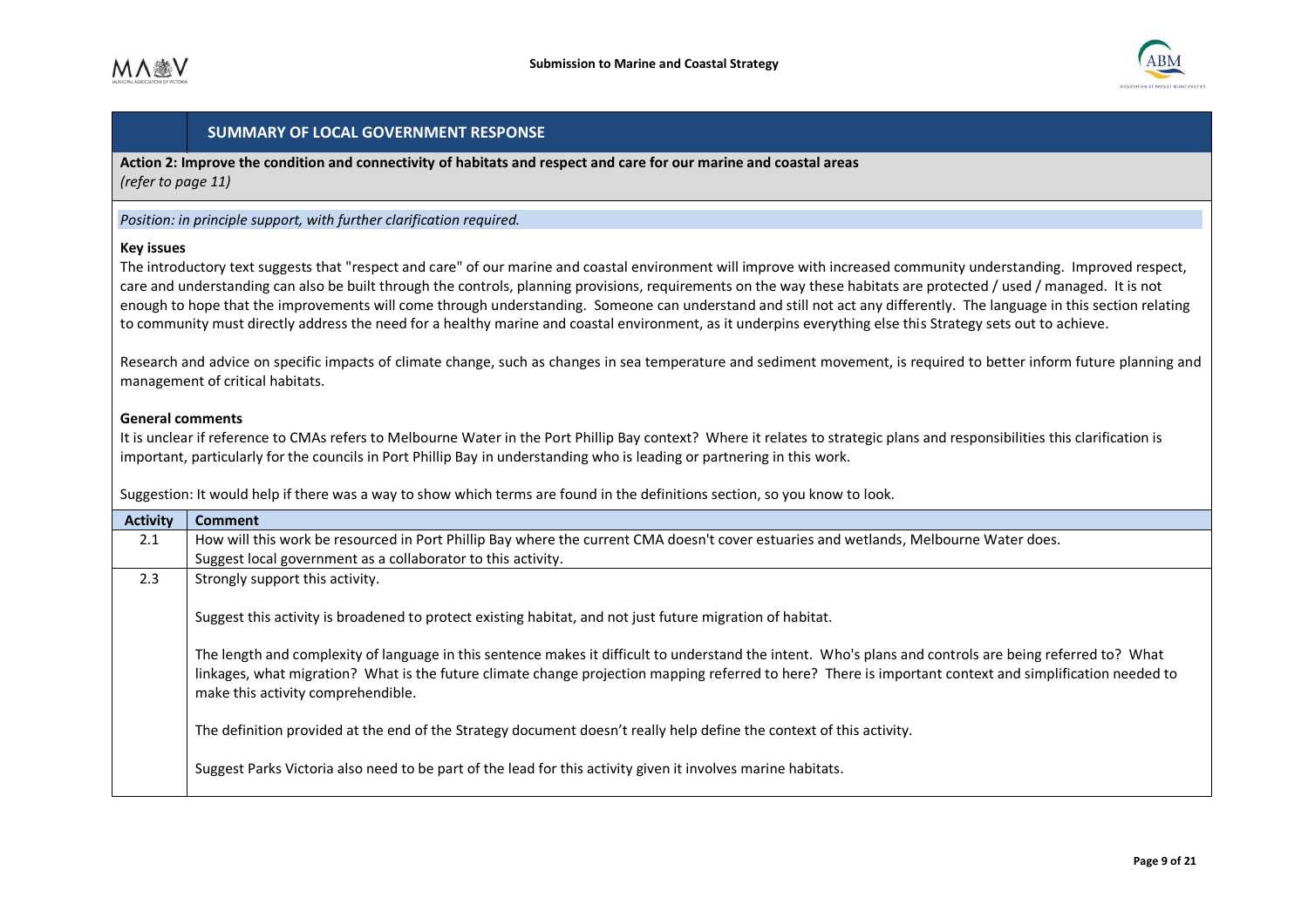## SUMMARY OF LOCAL GOVERNMENT RESPONSE

**Action 2: Improve the condition and connectivity of habitats and respect and care for our marine and coastal areas**
*(refer to page 11)*

*Position: in principle support, with further clarification required.*

**Key issues**

The introductory text suggests that "respect and care" of our marine and coastal environment will improve with increased community understanding. Improved respect, care and understanding can also be built through the controls, planning provisions, requirements on the way these habitats are protected / used / managed. It is not enough to hope that the improvements will come through understanding. Someone can understand and still not act any differently. The language in this section relating to community must directly address the need for a healthy marine and coastal environment, as it underpins everything else this Strategy sets out to achieve.

Research and advice on specific impacts of climate change, such as changes in sea temperature and sediment movement, is required to better inform future planning and management of critical habitats.

**General comments**

It is unclear if reference to CMAs refers to Melbourne Water in the Port Phillip Bay context? Where it relates to strategic plans and responsibilities this clarification is important, particularly for the councils in Port Phillip Bay in understanding who is leading or partnering in this work.

Suggestion: It would help if there was a way to show which terms are found in the definitions section, so you know to look.

| Activity | Comment |
|---|---|
| 2.1 | How will this work be resourced in Port Phillip Bay where the current CMA doesn't cover estuaries and wetlands, Melbourne Water does.<br>Suggest local government as a collaborator to this activity. |
| 2.3 | Strongly support this activity.<br><br>Suggest this activity is broadened to protect existing habitat, and not just future migration of habitat.<br><br>The length and complexity of language in this sentence makes it difficult to understand the intent. Who's plans and controls are being referred to? What linkages, what migration? What is the future climate change projection mapping referred to here? There is important context and simplification needed to make this activity comprehendible.<br><br>The definition provided at the end of the Strategy document doesn't really help define the context of this activity.<br><br>Suggest Parks Victoria also need to be part of the lead for this activity given it involves marine habitats. |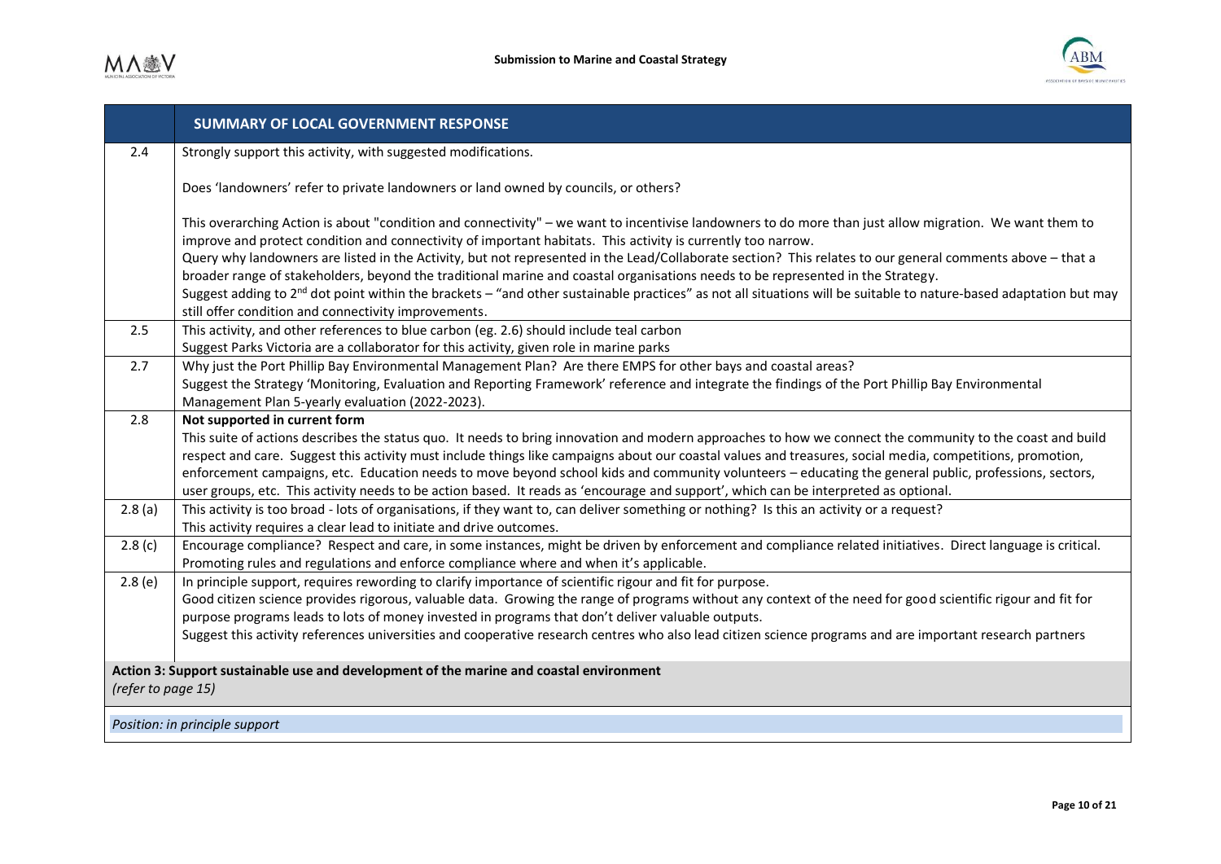| | **SUMMARY OF LOCAL GOVERNMENT RESPONSE** |
|---|---|
| 2.4 | Strongly support this activity, with suggested modifications.<br><br>Does 'landowners' refer to private landowners or land owned by councils, or others?<br><br>This overarching Action is about "condition and connectivity" – we want to incentivise landowners to do more than just allow migration. We want them to improve and protect condition and connectivity of important habitats. This activity is currently too narrow.<br>Query why landowners are listed in the Activity, but not represented in the Lead/Collaborate section? This relates to our general comments above – that a broader range of stakeholders, beyond the traditional marine and coastal organisations needs to be represented in the Strategy.<br>Suggest adding to 2nd dot point within the brackets – "and other sustainable practices" as not all situations will be suitable to nature-based adaptation but may still offer condition and connectivity improvements. |
| 2.5 | This activity, and other references to blue carbon (eg. 2.6) should include teal carbon<br>Suggest Parks Victoria are a collaborator for this activity, given role in marine parks |
| 2.7 | Why just the Port Phillip Bay Environmental Management Plan? Are there EMPS for other bays and coastal areas?<br>Suggest the Strategy 'Monitoring, Evaluation and Reporting Framework' reference and integrate the findings of the Port Phillip Bay Environmental Management Plan 5-yearly evaluation (2022-2023). |
| 2.8 | **Not supported in current form**<br>This suite of actions describes the status quo. It needs to bring innovation and modern approaches to how we connect the community to the coast and build respect and care. Suggest this activity must include things like campaigns about our coastal values and treasures, social media, competitions, promotion, enforcement campaigns, etc. Education needs to move beyond school kids and community volunteers – educating the general public, professions, sectors, user groups, etc. This activity needs to be action based. It reads as 'encourage and support', which can be interpreted as optional. |
| 2.8 (a) | This activity is too broad - lots of organisations, if they want to, can deliver something or nothing? Is this an activity or a request?<br>This activity requires a clear lead to initiate and drive outcomes. |
| 2.8 (c) | Encourage compliance? Respect and care, in some instances, might be driven by enforcement and compliance related initiatives. Direct language is critical. Promoting rules and regulations and enforce compliance where and when it's applicable. |
| 2.8 (e) | In principle support, requires rewording to clarify importance of scientific rigour and fit for purpose.<br>Good citizen science provides rigorous, valuable data. Growing the range of programs without any context of the need for good scientific rigour and fit for purpose programs leads to lots of money invested in programs that don't deliver valuable outputs.<br>Suggest this activity references universities and cooperative research centres who also lead citizen science programs and are important research partners |

**Action 3: Support sustainable use and development of the marine and coastal environment**
*(refer to page 15)*

*Position: in principle support*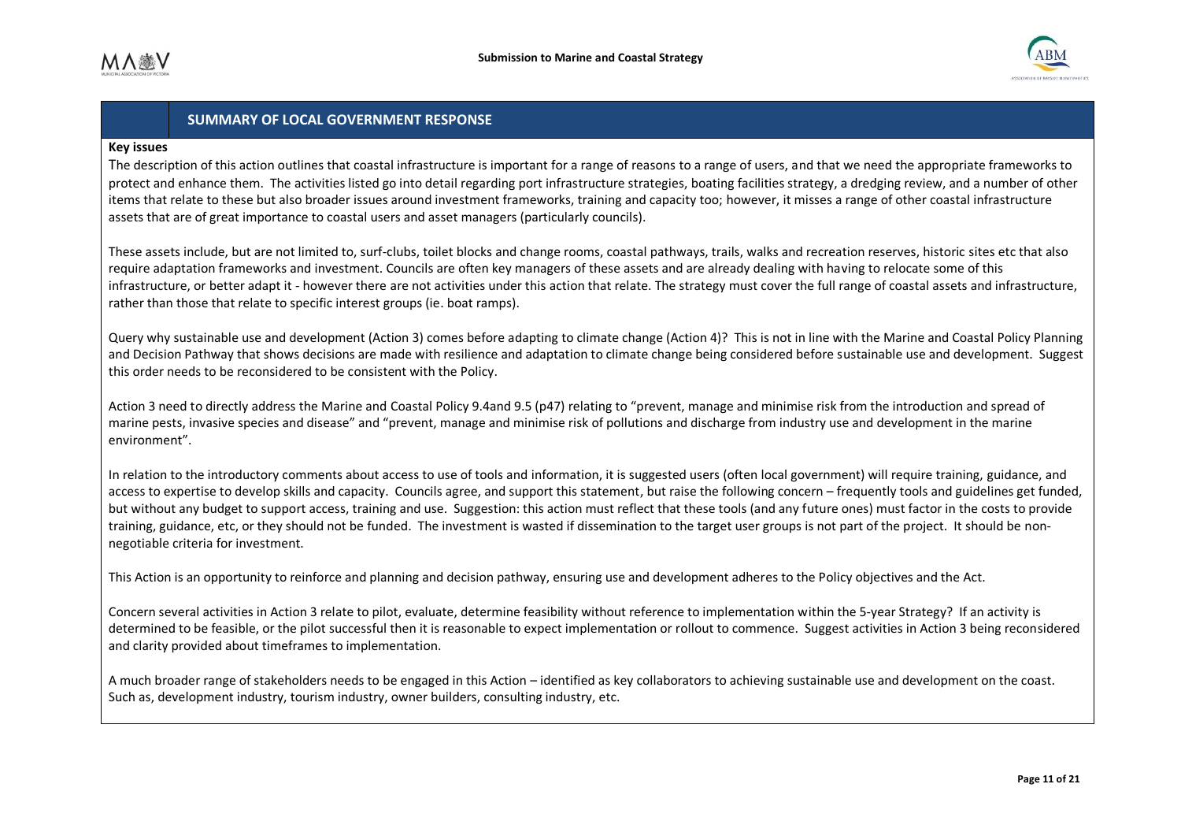## SUMMARY OF LOCAL GOVERNMENT RESPONSE

**Key issues**

The description of this action outlines that coastal infrastructure is important for a range of reasons to a range of users, and that we need the appropriate frameworks to protect and enhance them. The activities listed go into detail regarding port infrastructure strategies, boating facilities strategy, a dredging review, and a number of other items that relate to these but also broader issues around investment frameworks, training and capacity too; however, it misses a range of other coastal infrastructure assets that are of great importance to coastal users and asset managers (particularly councils).

These assets include, but are not limited to, surf-clubs, toilet blocks and change rooms, coastal pathways, trails, walks and recreation reserves, historic sites etc that also require adaptation frameworks and investment. Councils are often key managers of these assets and are already dealing with having to relocate some of this infrastructure, or better adapt it - however there are not activities under this action that relate. The strategy must cover the full range of coastal assets and infrastructure, rather than those that relate to specific interest groups (ie. boat ramps).

Query why sustainable use and development (Action 3) comes before adapting to climate change (Action 4)? This is not in line with the Marine and Coastal Policy Planning and Decision Pathway that shows decisions are made with resilience and adaptation to climate change being considered before sustainable use and development. Suggest this order needs to be reconsidered to be consistent with the Policy.

Action 3 need to directly address the Marine and Coastal Policy 9.4and 9.5 (p47) relating to "prevent, manage and minimise risk from the introduction and spread of marine pests, invasive species and disease" and "prevent, manage and minimise risk of pollutions and discharge from industry use and development in the marine environment".

In relation to the introductory comments about access to use of tools and information, it is suggested users (often local government) will require training, guidance, and access to expertise to develop skills and capacity. Councils agree, and support this statement, but raise the following concern – frequently tools and guidelines get funded, but without any budget to support access, training and use. Suggestion: this action must reflect that these tools (and any future ones) must factor in the costs to provide training, guidance, etc, or they should not be funded. The investment is wasted if dissemination to the target user groups is not part of the project. It should be non-negotiable criteria for investment.

This Action is an opportunity to reinforce and planning and decision pathway, ensuring use and development adheres to the Policy objectives and the Act.

Concern several activities in Action 3 relate to pilot, evaluate, determine feasibility without reference to implementation within the 5-year Strategy? If an activity is determined to be feasible, or the pilot successful then it is reasonable to expect implementation or rollout to commence. Suggest activities in Action 3 being reconsidered and clarity provided about timeframes to implementation.

A much broader range of stakeholders needs to be engaged in this Action – identified as key collaborators to achieving sustainable use and development on the coast. Such as, development industry, tourism industry, owner builders, consulting industry, etc.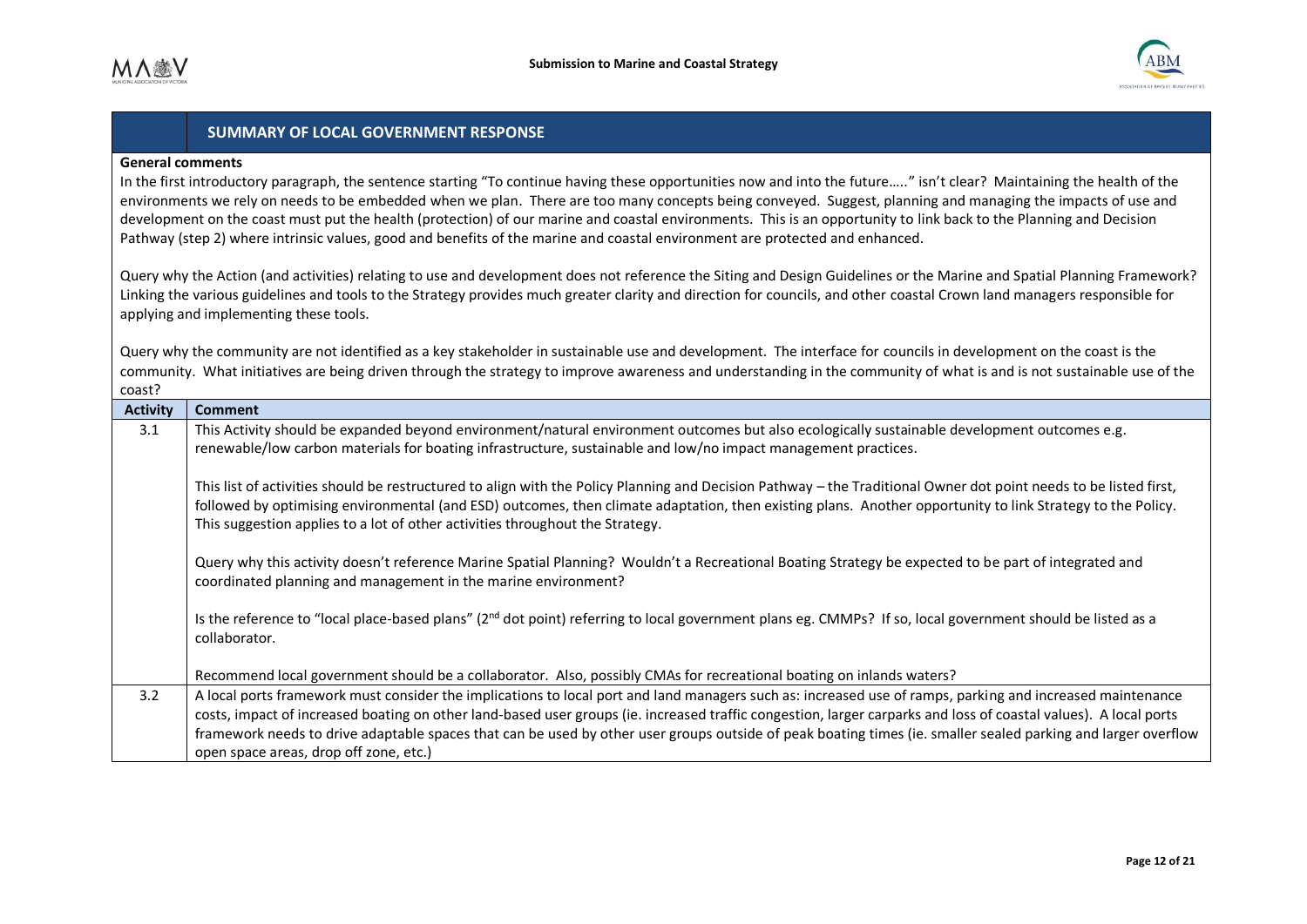## SUMMARY OF LOCAL GOVERNMENT RESPONSE

**General comments**

In the first introductory paragraph, the sentence starting "To continue having these opportunities now and into the future….." isn't clear? Maintaining the health of the environments we rely on needs to be embedded when we plan. There are too many concepts being conveyed. Suggest, planning and managing the impacts of use and development on the coast must put the health (protection) of our marine and coastal environments. This is an opportunity to link back to the Planning and Decision Pathway (step 2) where intrinsic values, good and benefits of the marine and coastal environment are protected and enhanced.

Query why the Action (and activities) relating to use and development does not reference the Siting and Design Guidelines or the Marine and Spatial Planning Framework? Linking the various guidelines and tools to the Strategy provides much greater clarity and direction for councils, and other coastal Crown land managers responsible for applying and implementing these tools.

Query why the community are not identified as a key stakeholder in sustainable use and development. The interface for councils in development on the coast is the community. What initiatives are being driven through the strategy to improve awareness and understanding in the community of what is and is not sustainable use of the coast?

| Activity | Comment |
|---|---|
| 3.1 | This Activity should be expanded beyond environment/natural environment outcomes but also ecologically sustainable development outcomes e.g. renewable/low carbon materials for boating infrastructure, sustainable and low/no impact management practices.<br><br>This list of activities should be restructured to align with the Policy Planning and Decision Pathway – the Traditional Owner dot point needs to be listed first, followed by optimising environmental (and ESD) outcomes, then climate adaptation, then existing plans. Another opportunity to link Strategy to the Policy. This suggestion applies to a lot of other activities throughout the Strategy.<br><br>Query why this activity doesn't reference Marine Spatial Planning? Wouldn't a Recreational Boating Strategy be expected to be part of integrated and coordinated planning and management in the marine environment?<br><br>Is the reference to "local place-based plans" (2nd dot point) referring to local government plans eg. CMMPs? If so, local government should be listed as a collaborator.<br><br>Recommend local government should be a collaborator. Also, possibly CMAs for recreational boating on inlands waters? |
| 3.2 | A local ports framework must consider the implications to local port and land managers such as: increased use of ramps, parking and increased maintenance costs, impact of increased boating on other land-based user groups (ie. increased traffic congestion, larger carparks and loss of coastal values). A local ports framework needs to drive adaptable spaces that can be used by other user groups outside of peak boating times (ie. smaller sealed parking and larger overflow open space areas, drop off zone, etc.) |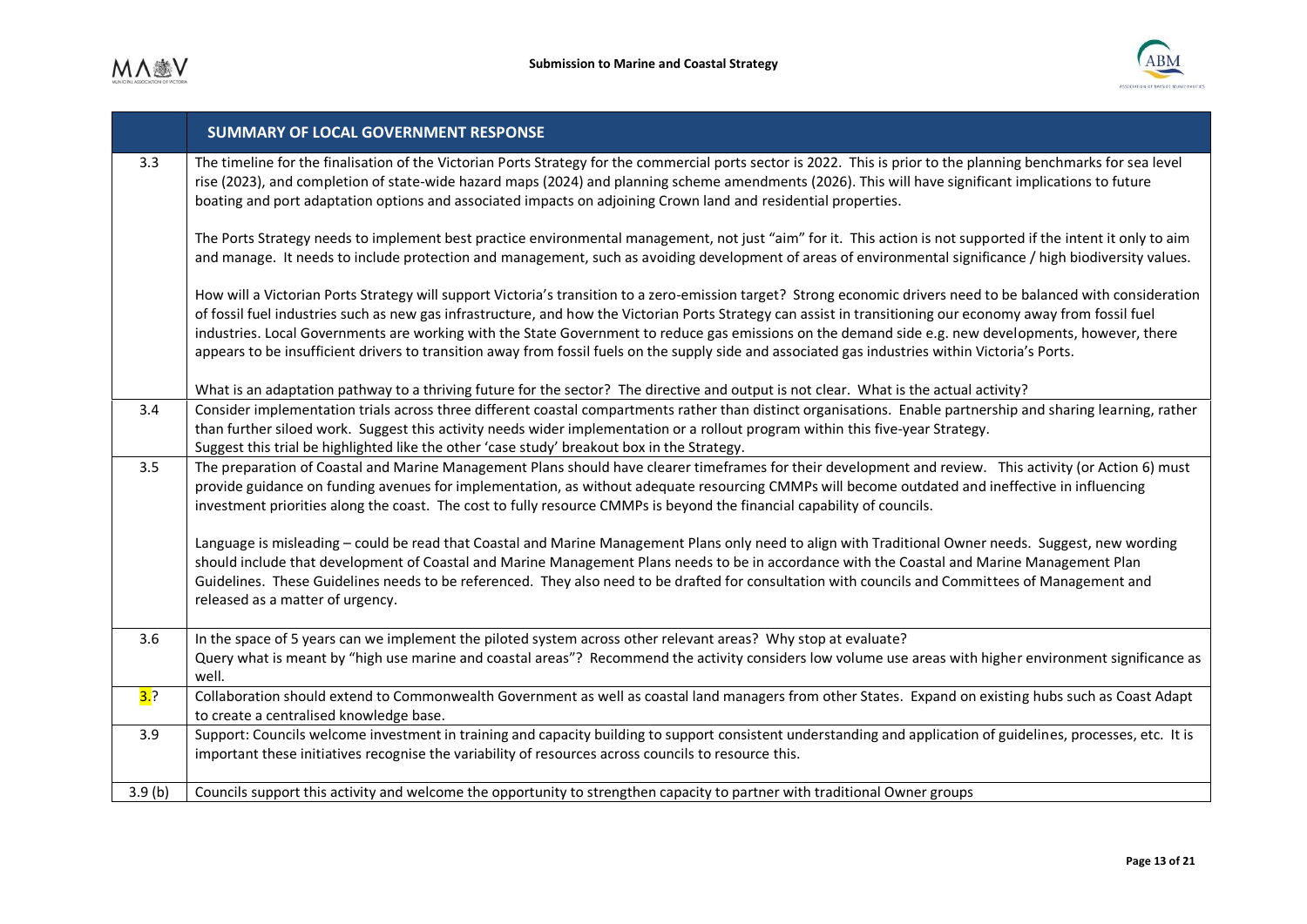| | SUMMARY OF LOCAL GOVERNMENT RESPONSE |
|---|---|
| 3.3 | The timeline for the finalisation of the Victorian Ports Strategy for the commercial ports sector is 2022. This is prior to the planning benchmarks for sea level rise (2023), and completion of state-wide hazard maps (2024) and planning scheme amendments (2026). This will have significant implications to future boating and port adaptation options and associated impacts on adjoining Crown land and residential properties.<br><br>The Ports Strategy needs to implement best practice environmental management, not just "aim" for it. This action is not supported if the intent it only to aim and manage. It needs to include protection and management, such as avoiding development of areas of environmental significance / high biodiversity values.<br><br>How will a Victorian Ports Strategy will support Victoria's transition to a zero-emission target? Strong economic drivers need to be balanced with consideration of fossil fuel industries such as new gas infrastructure, and how the Victorian Ports Strategy can assist in transitioning our economy away from fossil fuel industries. Local Governments are working with the State Government to reduce gas emissions on the demand side e.g. new developments, however, there appears to be insufficient drivers to transition away from fossil fuels on the supply side and associated gas industries within Victoria's Ports.<br><br>What is an adaptation pathway to a thriving future for the sector? The directive and output is not clear. What is the actual activity? |
| 3.4 | Consider implementation trials across three different coastal compartments rather than distinct organisations. Enable partnership and sharing learning, rather than further siloed work. Suggest this activity needs wider implementation or a rollout program within this five-year Strategy.<br>Suggest this trial be highlighted like the other 'case study' breakout box in the Strategy. |
| 3.5 | The preparation of Coastal and Marine Management Plans should have clearer timeframes for their development and review. This activity (or Action 6) must provide guidance on funding avenues for implementation, as without adequate resourcing CMMPs will become outdated and ineffective in influencing investment priorities along the coast. The cost to fully resource CMMPs is beyond the financial capability of councils.<br><br>Language is misleading – could be read that Coastal and Marine Management Plans only need to align with Traditional Owner needs. Suggest, new wording should include that development of Coastal and Marine Management Plans needs to be in accordance with the Coastal and Marine Management Plan Guidelines. These Guidelines needs to be referenced. They also need to be drafted for consultation with councils and Committees of Management and released as a matter of urgency. |
| 3.6 | In the space of 5 years can we implement the piloted system across other relevant areas? Why stop at evaluate?<br>Query what is meant by "high use marine and coastal areas"? Recommend the activity considers low volume use areas with higher environment significance as well. |
| 3.? | Collaboration should extend to Commonwealth Government as well as coastal land managers from other States. Expand on existing hubs such as Coast Adapt to create a centralised knowledge base. |
| 3.9 | Support: Councils welcome investment in training and capacity building to support consistent understanding and application of guidelines, processes, etc. It is important these initiatives recognise the variability of resources across councils to resource this. |
| 3.9 (b) | Councils support this activity and welcome the opportunity to strengthen capacity to partner with traditional Owner groups |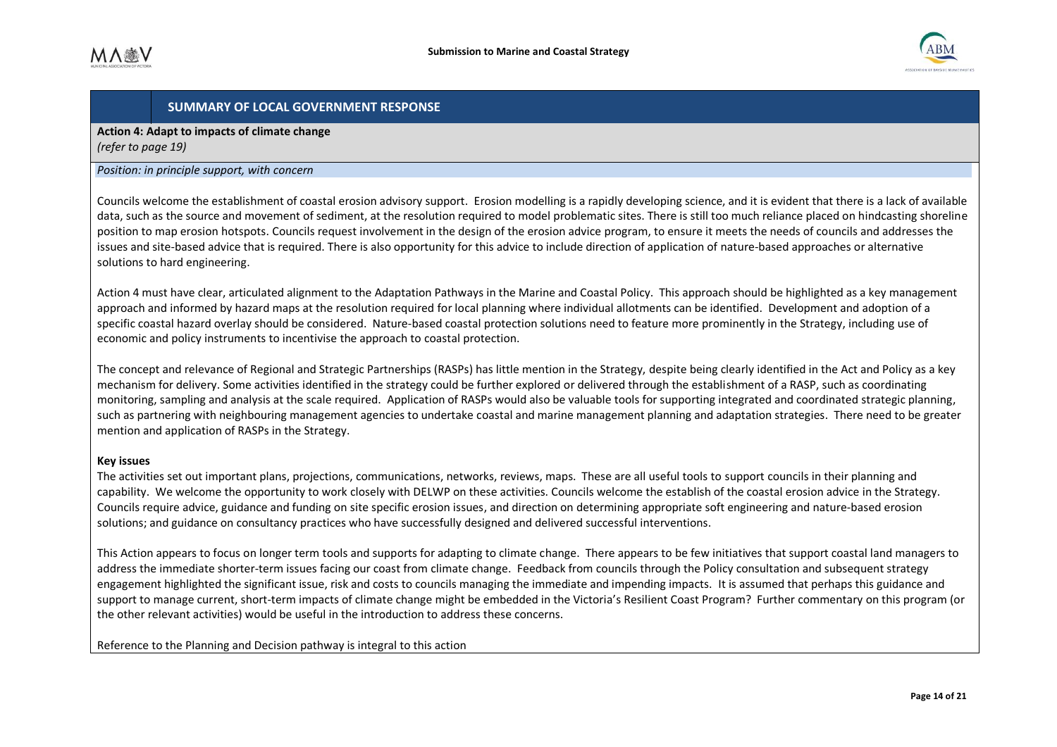## SUMMARY OF LOCAL GOVERNMENT RESPONSE

**Action 4: Adapt to impacts of climate change**
*(refer to page 19)*

*Position: in principle support, with concern*

Councils welcome the establishment of coastal erosion advisory support. Erosion modelling is a rapidly developing science, and it is evident that there is a lack of available data, such as the source and movement of sediment, at the resolution required to model problematic sites. There is still too much reliance placed on hindcasting shoreline position to map erosion hotspots. Councils request involvement in the design of the erosion advice program, to ensure it meets the needs of councils and addresses the issues and site-based advice that is required. There is also opportunity for this advice to include direction of application of nature-based approaches or alternative solutions to hard engineering.

Action 4 must have clear, articulated alignment to the Adaptation Pathways in the Marine and Coastal Policy. This approach should be highlighted as a key management approach and informed by hazard maps at the resolution required for local planning where individual allotments can be identified. Development and adoption of a specific coastal hazard overlay should be considered. Nature-based coastal protection solutions need to feature more prominently in the Strategy, including use of economic and policy instruments to incentivise the approach to coastal protection.

The concept and relevance of Regional and Strategic Partnerships (RASPs) has little mention in the Strategy, despite being clearly identified in the Act and Policy as a key mechanism for delivery. Some activities identified in the strategy could be further explored or delivered through the establishment of a RASP, such as coordinating monitoring, sampling and analysis at the scale required. Application of RASPs would also be valuable tools for supporting integrated and coordinated strategic planning, such as partnering with neighbouring management agencies to undertake coastal and marine management planning and adaptation strategies. There need to be greater mention and application of RASPs in the Strategy.

**Key issues**

The activities set out important plans, projections, communications, networks, reviews, maps. These are all useful tools to support councils in their planning and capability. We welcome the opportunity to work closely with DELWP on these activities. Councils welcome the establish of the coastal erosion advice in the Strategy. Councils require advice, guidance and funding on site specific erosion issues, and direction on determining appropriate soft engineering and nature-based erosion solutions; and guidance on consultancy practices who have successfully designed and delivered successful interventions.

This Action appears to focus on longer term tools and supports for adapting to climate change. There appears to be few initiatives that support coastal land managers to address the immediate shorter-term issues facing our coast from climate change. Feedback from councils through the Policy consultation and subsequent strategy engagement highlighted the significant issue, risk and costs to councils managing the immediate and impending impacts. It is assumed that perhaps this guidance and support to manage current, short-term impacts of climate change might be embedded in the Victoria's Resilient Coast Program? Further commentary on this program (or the other relevant activities) would be useful in the introduction to address these concerns.

Reference to the Planning and Decision pathway is integral to this action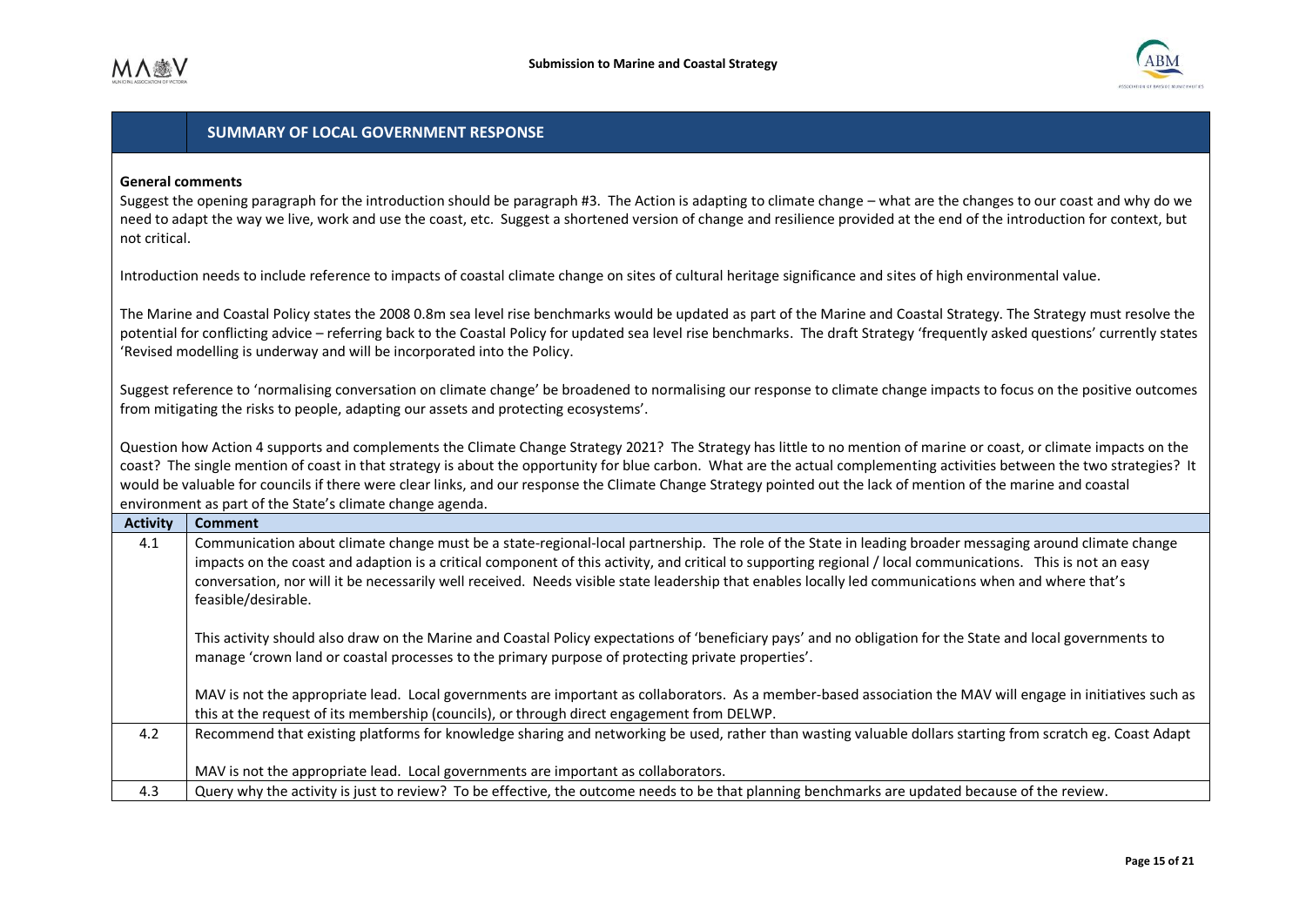## SUMMARY OF LOCAL GOVERNMENT RESPONSE

**General comments**

Suggest the opening paragraph for the introduction should be paragraph #3. The Action is adapting to climate change – what are the changes to our coast and why do we need to adapt the way we live, work and use the coast, etc. Suggest a shortened version of change and resilience provided at the end of the introduction for context, but not critical.

Introduction needs to include reference to impacts of coastal climate change on sites of cultural heritage significance and sites of high environmental value.

The Marine and Coastal Policy states the 2008 0.8m sea level rise benchmarks would be updated as part of the Marine and Coastal Strategy. The Strategy must resolve the potential for conflicting advice – referring back to the Coastal Policy for updated sea level rise benchmarks. The draft Strategy 'frequently asked questions' currently states 'Revised modelling is underway and will be incorporated into the Policy.

Suggest reference to 'normalising conversation on climate change' be broadened to normalising our response to climate change impacts to focus on the positive outcomes from mitigating the risks to people, adapting our assets and protecting ecosystems'.

Question how Action 4 supports and complements the Climate Change Strategy 2021? The Strategy has little to no mention of marine or coast, or climate impacts on the coast? The single mention of coast in that strategy is about the opportunity for blue carbon. What are the actual complementing activities between the two strategies? It would be valuable for councils if there were clear links, and our response the Climate Change Strategy pointed out the lack of mention of the marine and coastal environment as part of the State's climate change agenda.

| Activity | Comment |
|---|---|
| 4.1 | Communication about climate change must be a state-regional-local partnership. The role of the State in leading broader messaging around climate change impacts on the coast and adaption is a critical component of this activity, and critical to supporting regional / local communications. This is not an easy conversation, nor will it be necessarily well received. Needs visible state leadership that enables locally led communications when and where that's feasible/desirable.<br><br>This activity should also draw on the Marine and Coastal Policy expectations of 'beneficiary pays' and no obligation for the State and local governments to manage 'crown land or coastal processes to the primary purpose of protecting private properties'.<br><br>MAV is not the appropriate lead. Local governments are important as collaborators. As a member-based association the MAV will engage in initiatives such as this at the request of its membership (councils), or through direct engagement from DELWP. |
| 4.2 | Recommend that existing platforms for knowledge sharing and networking be used, rather than wasting valuable dollars starting from scratch eg. Coast Adapt<br><br>MAV is not the appropriate lead. Local governments are important as collaborators. |
| 4.3 | Query why the activity is just to review? To be effective, the outcome needs to be that planning benchmarks are updated because of the review. |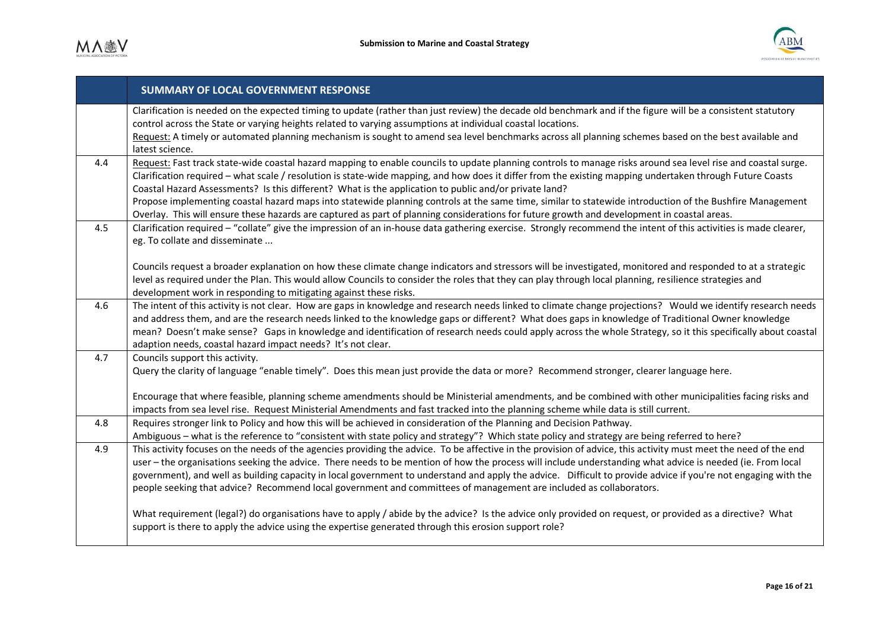| | SUMMARY OF LOCAL GOVERNMENT RESPONSE |
|---|---|
| | Clarification is needed on the expected timing to update (rather than just review) the decade old benchmark and if the figure will be a consistent statutory control across the State or varying heights related to varying assumptions at individual coastal locations.<br>Request: A timely or automated planning mechanism is sought to amend sea level benchmarks across all planning schemes based on the best available and latest science. |
| 4.4 | Request: Fast track state-wide coastal hazard mapping to enable councils to update planning controls to manage risks around sea level rise and coastal surge. Clarification required – what scale / resolution is state-wide mapping, and how does it differ from the existing mapping undertaken through Future Coasts Coastal Hazard Assessments? Is this different? What is the application to public and/or private land?<br>Propose implementing coastal hazard maps into statewide planning controls at the same time, similar to statewide introduction of the Bushfire Management Overlay. This will ensure these hazards are captured as part of planning considerations for future growth and development in coastal areas. |
| 4.5 | Clarification required – "collate" give the impression of an in-house data gathering exercise. Strongly recommend the intent of this activities is made clearer, eg. To collate and disseminate ...<br><br>Councils request a broader explanation on how these climate change indicators and stressors will be investigated, monitored and responded to at a strategic level as required under the Plan. This would allow Councils to consider the roles that they can play through local planning, resilience strategies and development work in responding to mitigating against these risks. |
| 4.6 | The intent of this activity is not clear. How are gaps in knowledge and research needs linked to climate change projections? Would we identify research needs and address them, and are the research needs linked to the knowledge gaps or different? What does gaps in knowledge of Traditional Owner knowledge mean? Doesn't make sense? Gaps in knowledge and identification of research needs could apply across the whole Strategy, so it this specifically about coastal adaption needs, coastal hazard impact needs? It's not clear. |
| 4.7 | Councils support this activity.<br>Query the clarity of language "enable timely". Does this mean just provide the data or more? Recommend stronger, clearer language here.<br><br>Encourage that where feasible, planning scheme amendments should be Ministerial amendments, and be combined with other municipalities facing risks and impacts from sea level rise. Request Ministerial Amendments and fast tracked into the planning scheme while data is still current. |
| 4.8 | Requires stronger link to Policy and how this will be achieved in consideration of the Planning and Decision Pathway.<br>Ambiguous – what is the reference to "consistent with state policy and strategy"? Which state policy and strategy are being referred to here? |
| 4.9 | This activity focuses on the needs of the agencies providing the advice. To be affective in the provision of advice, this activity must meet the need of the end user – the organisations seeking the advice. There needs to be mention of how the process will include understanding what advice is needed (ie. From local government), and well as building capacity in local government to understand and apply the advice. Difficult to provide advice if you're not engaging with the people seeking that advice? Recommend local government and committees of management are included as collaborators.<br><br>What requirement (legal?) do organisations have to apply / abide by the advice? Is the advice only provided on request, or provided as a directive? What support is there to apply the advice using the expertise generated through this erosion support role? |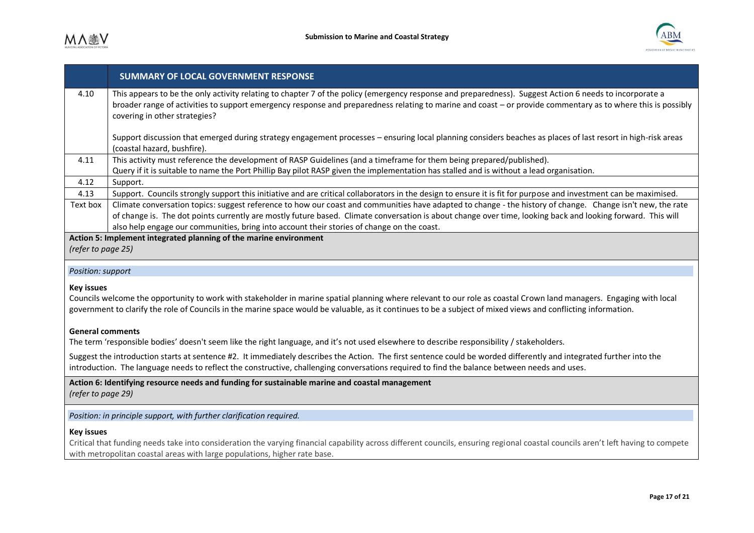| | SUMMARY OF LOCAL GOVERNMENT RESPONSE |
|---|---|
| 4.10 | This appears to be the only activity relating to chapter 7 of the policy (emergency response and preparedness). Suggest Action 6 needs to incorporate a broader range of activities to support emergency response and preparedness relating to marine and coast – or provide commentary as to where this is possibly covering in other strategies?<br><br>Support discussion that emerged during strategy engagement processes – ensuring local planning considers beaches as places of last resort in high-risk areas (coastal hazard, bushfire). |
| 4.11 | This activity must reference the development of RASP Guidelines (and a timeframe for them being prepared/published).<br>Query if it is suitable to name the Port Phillip Bay pilot RASP given the implementation has stalled and is without a lead organisation. |
| 4.12 | Support. |
| 4.13 | Support. Councils strongly support this initiative and are critical collaborators in the design to ensure it is fit for purpose and investment can be maximised. |
| Text box | Climate conversation topics: suggest reference to how our coast and communities have adapted to change - the history of change. Change isn't new, the rate of change is. The dot points currently are mostly future based. Climate conversation is about change over time, looking back and looking forward. This will also help engage our communities, bring into account their stories of change on the coast. |

**Action 5: Implement integrated planning of the marine environment**
*(refer to page 25)*

*Position: support*

**Key issues**

Councils welcome the opportunity to work with stakeholder in marine spatial planning where relevant to our role as coastal Crown land managers. Engaging with local government to clarify the role of Councils in the marine space would be valuable, as it continues to be a subject of mixed views and conflicting information.

**General comments**

The term 'responsible bodies' doesn't seem like the right language, and it's not used elsewhere to describe responsibility / stakeholders.

Suggest the introduction starts at sentence #2. It immediately describes the Action. The first sentence could be worded differently and integrated further into the introduction. The language needs to reflect the constructive, challenging conversations required to find the balance between needs and uses.

**Action 6: Identifying resource needs and funding for sustainable marine and coastal management**
*(refer to page 29)*

*Position: in principle support, with further clarification required.*

**Key issues**

Critical that funding needs take into consideration the varying financial capability across different councils, ensuring regional coastal councils aren't left having to compete with metropolitan coastal areas with large populations, higher rate base.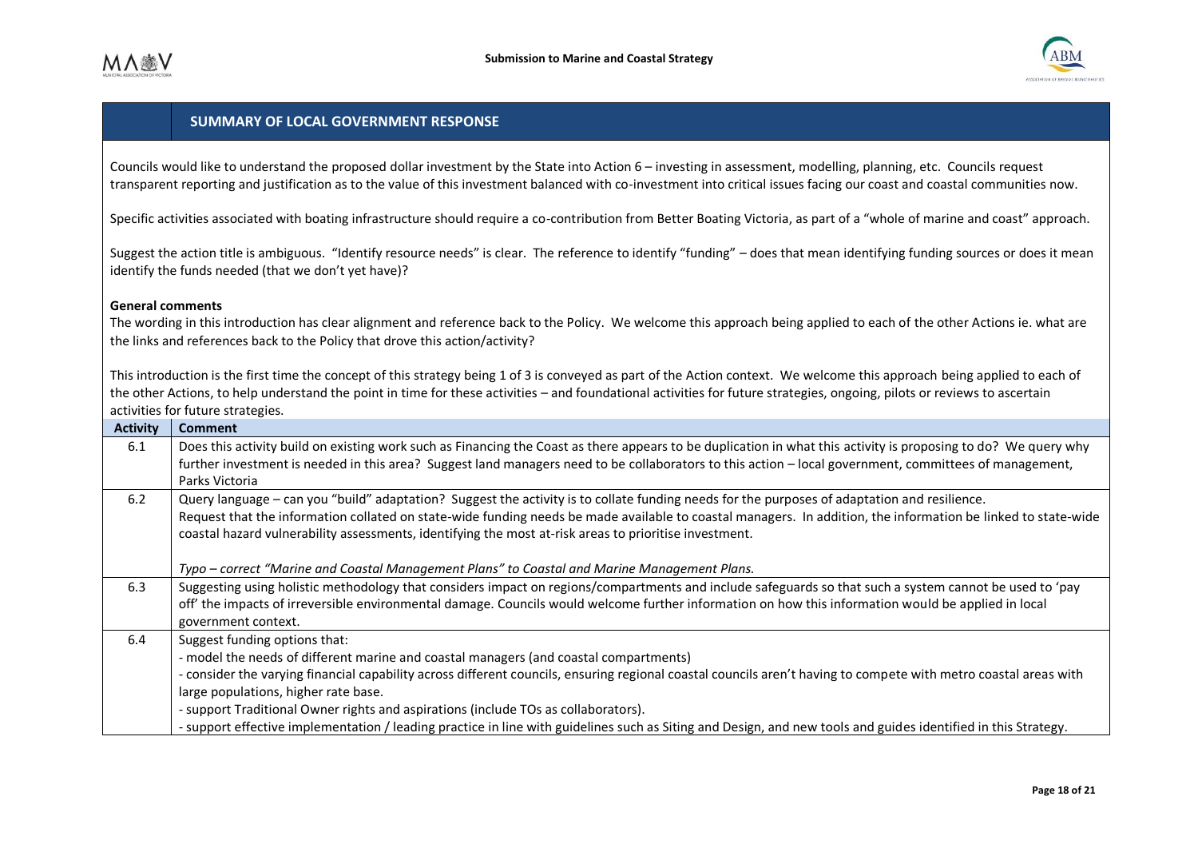## SUMMARY OF LOCAL GOVERNMENT RESPONSE

Councils would like to understand the proposed dollar investment by the State into Action 6 – investing in assessment, modelling, planning, etc. Councils request transparent reporting and justification as to the value of this investment balanced with co-investment into critical issues facing our coast and coastal communities now.

Specific activities associated with boating infrastructure should require a co-contribution from Better Boating Victoria, as part of a "whole of marine and coast" approach.

Suggest the action title is ambiguous. "Identify resource needs" is clear. The reference to identify "funding" – does that mean identifying funding sources or does it mean identify the funds needed (that we don't yet have)?

**General comments**

The wording in this introduction has clear alignment and reference back to the Policy. We welcome this approach being applied to each of the other Actions ie. what are the links and references back to the Policy that drove this action/activity?

This introduction is the first time the concept of this strategy being 1 of 3 is conveyed as part of the Action context. We welcome this approach being applied to each of the other Actions, to help understand the point in time for these activities – and foundational activities for future strategies, ongoing, pilots or reviews to ascertain activities for future strategies.

| Activity | Comment |
|---|---|
| 6.1 | Does this activity build on existing work such as Financing the Coast as there appears to be duplication in what this activity is proposing to do? We query why further investment is needed in this area? Suggest land managers need to be collaborators to this action – local government, committees of management, Parks Victoria |
| 6.2 | Query language – can you "build" adaptation? Suggest the activity is to collate funding needs for the purposes of adaptation and resilience.<br>Request that the information collated on state-wide funding needs be made available to coastal managers. In addition, the information be linked to state-wide coastal hazard vulnerability assessments, identifying the most at-risk areas to prioritise investment.<br><br>*Typo – correct "Marine and Coastal Management Plans" to Coastal and Marine Management Plans.* |
| 6.3 | Suggesting using holistic methodology that considers impact on regions/compartments and include safeguards so that such a system cannot be used to 'pay off' the impacts of irreversible environmental damage. Councils would welcome further information on how this information would be applied in local government context. |
| 6.4 | Suggest funding options that:<br>- model the needs of different marine and coastal managers (and coastal compartments)<br>- consider the varying financial capability across different councils, ensuring regional coastal councils aren't having to compete with metro coastal areas with large populations, higher rate base.<br>- support Traditional Owner rights and aspirations (include TOs as collaborators).<br>- support effective implementation / leading practice in line with guidelines such as Siting and Design, and new tools and guides identified in this Strategy. |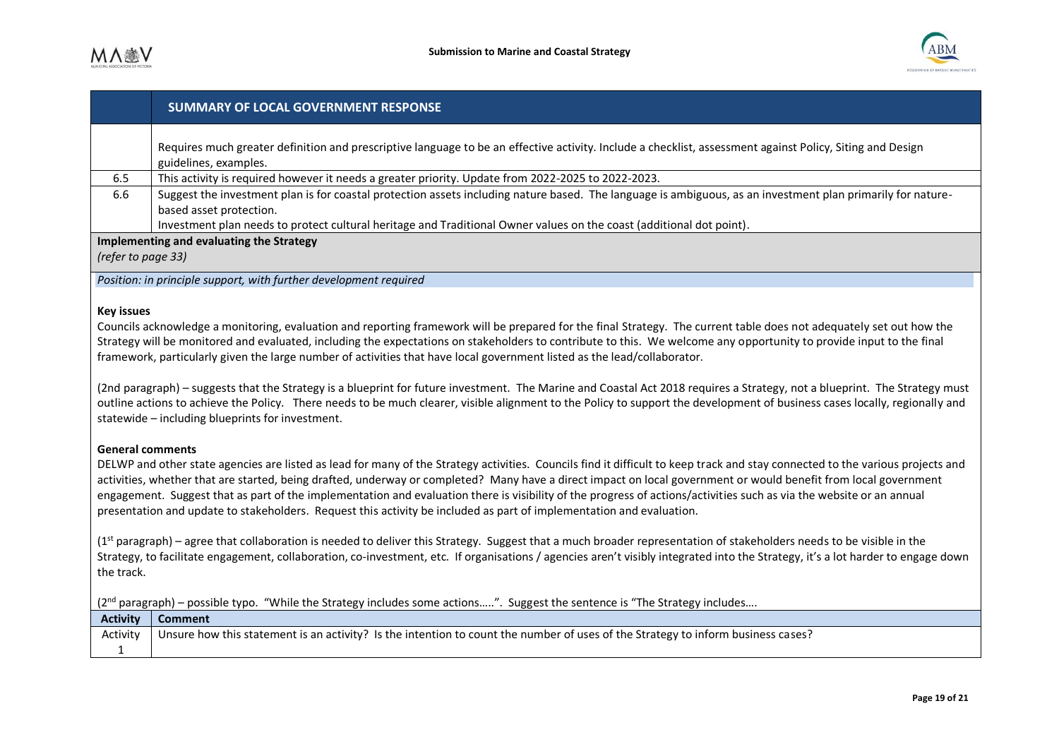| | SUMMARY OF LOCAL GOVERNMENT RESPONSE |
|---|---|
| | Requires much greater definition and prescriptive language to be an effective activity. Include a checklist, assessment against Policy, Siting and Design guidelines, examples. |
| 6.5 | This activity is required however it needs a greater priority. Update from 2022-2025 to 2022-2023. |
| 6.6 | Suggest the investment plan is for coastal protection assets including nature based. The language is ambiguous, as an investment plan primarily for nature-based asset protection.<br>Investment plan needs to protect cultural heritage and Traditional Owner values on the coast (additional dot point). |

**Implementing and evaluating the Strategy**
*(refer to page 33)*

*Position: in principle support, with further development required*

**Key issues**

Councils acknowledge a monitoring, evaluation and reporting framework will be prepared for the final Strategy. The current table does not adequately set out how the Strategy will be monitored and evaluated, including the expectations on stakeholders to contribute to this. We welcome any opportunity to provide input to the final framework, particularly given the large number of activities that have local government listed as the lead/collaborator.

(2nd paragraph) – suggests that the Strategy is a blueprint for future investment. The Marine and Coastal Act 2018 requires a Strategy, not a blueprint. The Strategy must outline actions to achieve the Policy. There needs to be much clearer, visible alignment to the Policy to support the development of business cases locally, regionally and statewide – including blueprints for investment.

**General comments**

DELWP and other state agencies are listed as lead for many of the Strategy activities. Councils find it difficult to keep track and stay connected to the various projects and activities, whether that are started, being drafted, underway or completed? Many have a direct impact on local government or would benefit from local government engagement. Suggest that as part of the implementation and evaluation there is visibility of the progress of actions/activities such as via the website or an annual presentation and update to stakeholders. Request this activity be included as part of implementation and evaluation.

(1st paragraph) – agree that collaboration is needed to deliver this Strategy. Suggest that a much broader representation of stakeholders needs to be visible in the Strategy, to facilitate engagement, collaboration, co-investment, etc. If organisations / agencies aren't visibly integrated into the Strategy, it's a lot harder to engage down the track.

(2nd paragraph) – possible typo. "While the Strategy includes some actions…..". Suggest the sentence is "The Strategy includes….

| Activity | Comment |
|---|---|
| Activity 1 | Unsure how this statement is an activity? Is the intention to count the number of uses of the Strategy to inform business cases? |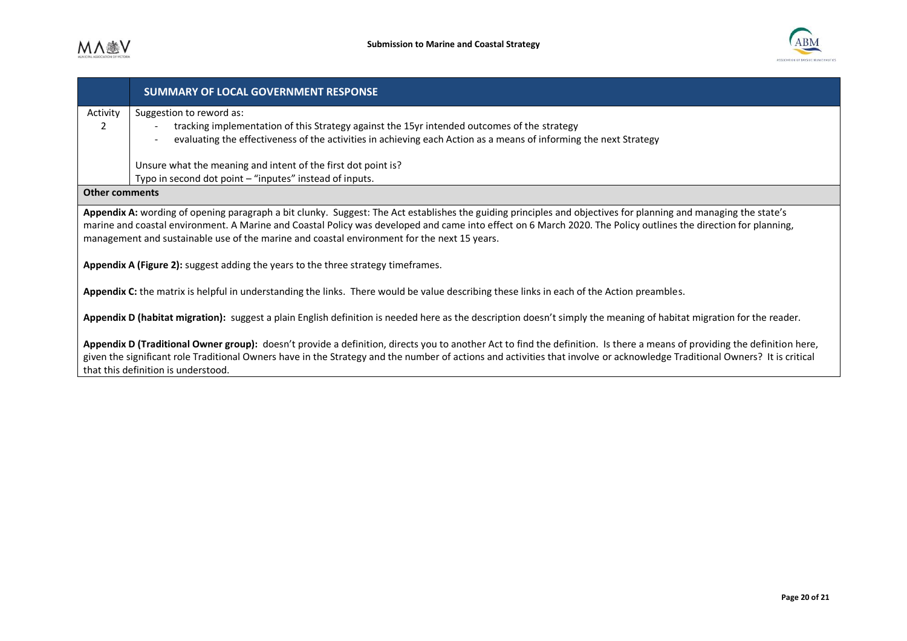| | SUMMARY OF LOCAL GOVERNMENT RESPONSE |
|---|---|
| Activity 2 | Suggestion to reword as:<br>- tracking implementation of this Strategy against the 15yr intended outcomes of the strategy<br>- evaluating the effectiveness of the activities in achieving each Action as a means of informing the next Strategy<br><br>Unsure what the meaning and intent of the first dot point is?<br>Typo in second dot point – "inputes" instead of inputs. |

**Other comments**

**Appendix A:** wording of opening paragraph a bit clunky. Suggest: The Act establishes the guiding principles and objectives for planning and managing the state's marine and coastal environment. A Marine and Coastal Policy was developed and came into effect on 6 March 2020. The Policy outlines the direction for planning, management and sustainable use of the marine and coastal environment for the next 15 years.

**Appendix A (Figure 2):** suggest adding the years to the three strategy timeframes.

**Appendix C:** the matrix is helpful in understanding the links. There would be value describing these links in each of the Action preambles.

**Appendix D (habitat migration):** suggest a plain English definition is needed here as the description doesn't simply the meaning of habitat migration for the reader.

**Appendix D (Traditional Owner group):** doesn't provide a definition, directs you to another Act to find the definition. Is there a means of providing the definition here, given the significant role Traditional Owners have in the Strategy and the number of actions and activities that involve or acknowledge Traditional Owners? It is critical that this definition is understood.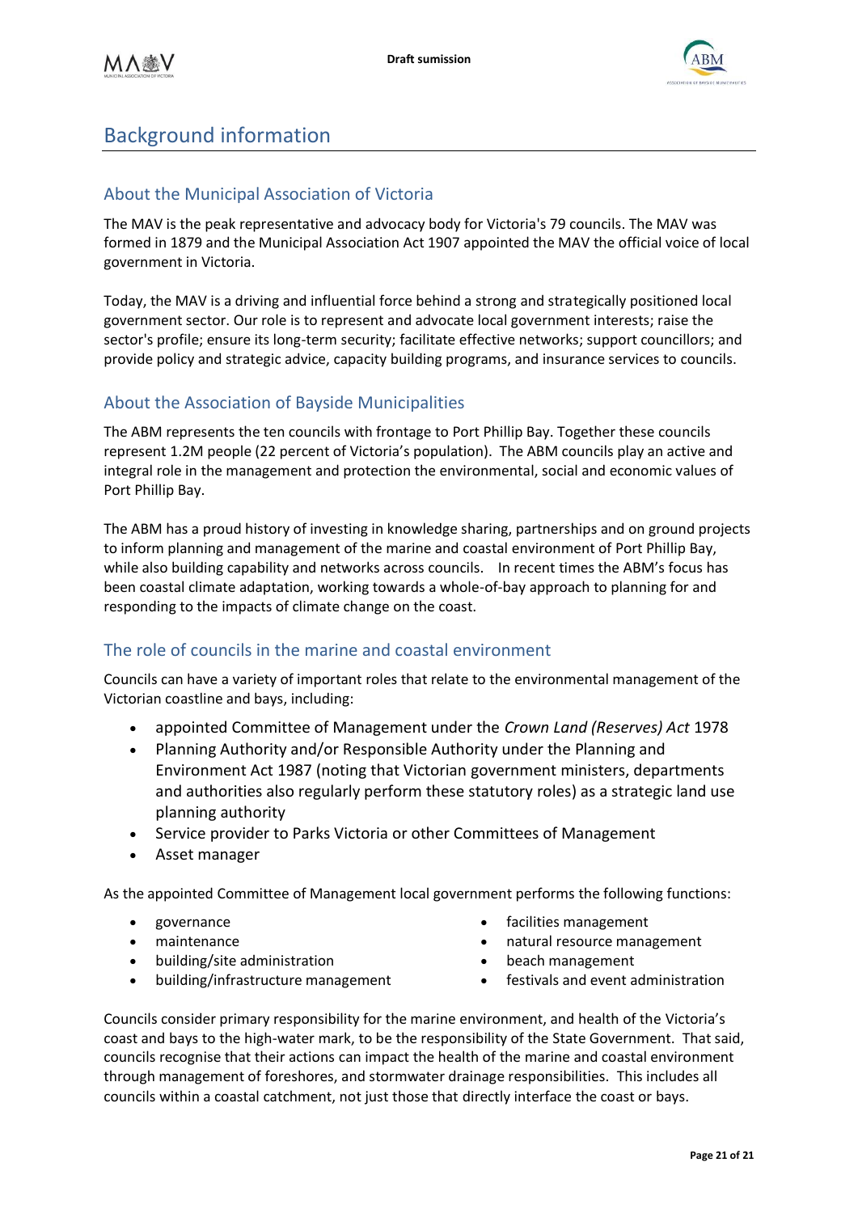# Background information

## About the Municipal Association of Victoria

The MAV is the peak representative and advocacy body for Victoria's 79 councils. The MAV was formed in 1879 and the Municipal Association Act 1907 appointed the MAV the official voice of local government in Victoria.

Today, the MAV is a driving and influential force behind a strong and strategically positioned local government sector. Our role is to represent and advocate local government interests; raise the sector's profile; ensure its long-term security; facilitate effective networks; support councillors; and provide policy and strategic advice, capacity building programs, and insurance services to councils.

## About the Association of Bayside Municipalities

The ABM represents the ten councils with frontage to Port Phillip Bay. Together these councils represent 1.2M people (22 percent of Victoria's population). The ABM councils play an active and integral role in the management and protection the environmental, social and economic values of Port Phillip Bay.

The ABM has a proud history of investing in knowledge sharing, partnerships and on ground projects to inform planning and management of the marine and coastal environment of Port Phillip Bay, while also building capability and networks across councils. In recent times the ABM's focus has been coastal climate adaptation, working towards a whole-of-bay approach to planning for and responding to the impacts of climate change on the coast.

## The role of councils in the marine and coastal environment

Councils can have a variety of important roles that relate to the environmental management of the Victorian coastline and bays, including:

- appointed Committee of Management under the *Crown Land (Reserves) Act* 1978
- Planning Authority and/or Responsible Authority under the Planning and Environment Act 1987 (noting that Victorian government ministers, departments and authorities also regularly perform these statutory roles) as a strategic land use planning authority
- Service provider to Parks Victoria or other Committees of Management
- Asset manager

As the appointed Committee of Management local government performs the following functions:

- governance
- maintenance
- building/site administration
- building/infrastructure management
- facilities management
- natural resource management
- beach management
- festivals and event administration

Councils consider primary responsibility for the marine environment, and health of the Victoria's coast and bays to the high-water mark, to be the responsibility of the State Government. That said, councils recognise that their actions can impact the health of the marine and coastal environment through management of foreshores, and stormwater drainage responsibilities. This includes all councils within a coastal catchment, not just those that directly interface the coast or bays.